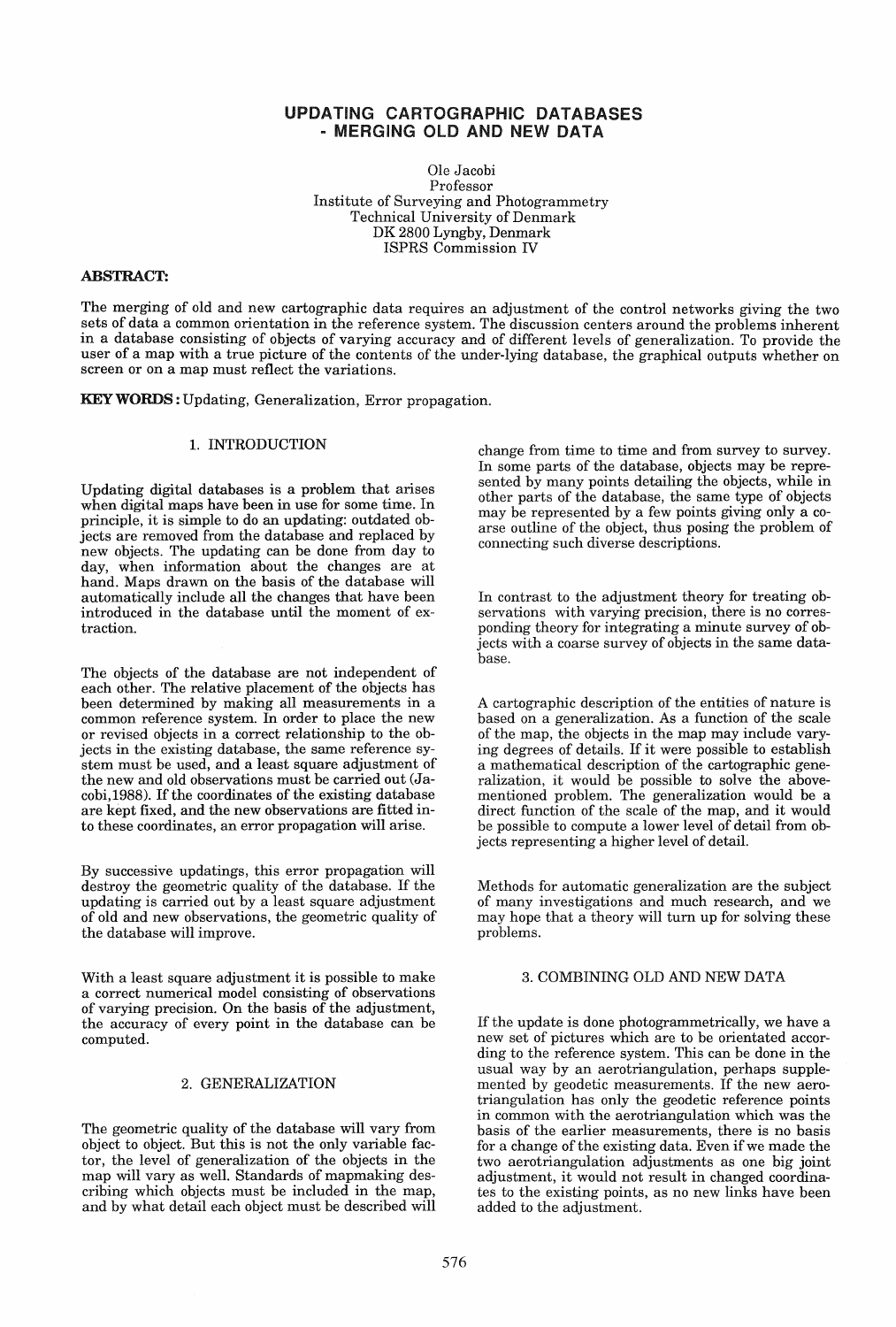# UPDATING CARTOGRAPHIC DATABASES - MERGING OLD AND NEW DATA

Ole Jacobi
Professor
Institute of Surveying and Photogrammetry
Technical University of Denmark
DK 2800 Lyngby, Denmark
ISPRS Commission IV

**ABSTRACT:**

The merging of old and new cartographic data requires an adjustment of the control networks giving the two sets of data a common orientation in the reference system. The discussion centers around the problems inherent in a database consisting of objects of varying accuracy and of different levels of generalization. To provide the user of a map with a true picture of the contents of the under-lying database, the graphical outputs whether on screen or on a map must reflect the variations.

**KEY WORDS:** Updating, Generalization, Error propagation.

## 1. INTRODUCTION

Updating digital databases is a problem that arises when digital maps have been in use for some time. In principle, it is simple to do an updating: outdated objects are removed from the database and replaced by new objects. The updating can be done from day to day, when information about the changes are at hand. Maps drawn on the basis of the database will automatically include all the changes that have been introduced in the database until the moment of extraction.

The objects of the database are not independent of each other. The relative placement of the objects has been determined by making all measurements in a common reference system. In order to place the new or revised objects in a correct relationship to the objects in the existing database, the same reference system must be used, and a least square adjustment of the new and old observations must be carried out (Jacobi,1988). If the coordinates of the existing database are kept fixed, and the new observations are fitted into these coordinates, an error propagation will arise.

By successive updatings, this error propagation will destroy the geometric quality of the database. If the updating is carried out by a least square adjustment of old and new observations, the geometric quality of the database will improve.

With a least square adjustment it is possible to make a correct numerical model consisting of observations of varying precision. On the basis of the adjustment, the accuracy of every point in the database can be computed.

## 2. GENERALIZATION

The geometric quality of the database will vary from object to object. But this is not the only variable factor, the level of generalization of the objects in the map will vary as well. Standards of mapmaking describing which objects must be included in the map, and by what detail each object must be described will change from time to time and from survey to survey. In some parts of the database, objects may be represented by many points detailing the objects, while in other parts of the database, the same type of objects may be represented by a few points giving only a coarse outline of the object, thus posing the problem of connecting such diverse descriptions.

In contrast to the adjustment theory for treating observations with varying precision, there is no corresponding theory for integrating a minute survey of objects with a coarse survey of objects in the same database.

A cartographic description of the entities of nature is based on a generalization. As a function of the scale of the map, the objects in the map may include varying degrees of details. If it were possible to establish a mathematical description of the cartographic generalization, it would be possible to solve the above-mentioned problem. The generalization would be a direct function of the scale of the map, and it would be possible to compute a lower level of detail from objects representing a higher level of detail.

Methods for automatic generalization are the subject of many investigations and much research, and we may hope that a theory will turn up for solving these problems.

## 3. COMBINING OLD AND NEW DATA

If the update is done photogrammetrically, we have a new set of pictures which are to be orientated according to the reference system. This can be done in the usual way by an aerotriangulation, perhaps supplemented by geodetic measurements. If the new aerotriangulation has only the geodetic reference points in common with the aerotriangulation which was the basis of the earlier measurements, there is no basis for a change of the existing data. Even if we made the two aerotriangulation adjustments as one big joint adjustment, it would not result in changed coordinates to the existing points, as no new links have been added to the adjustment.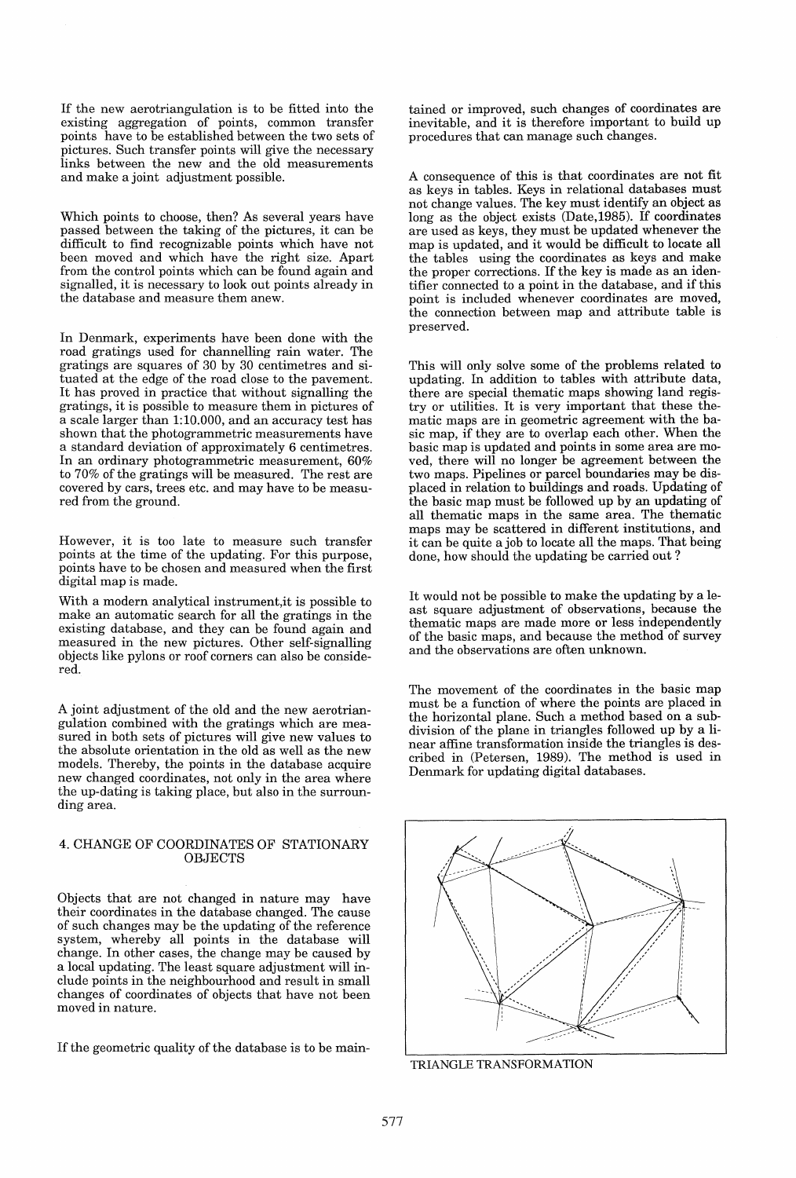If the new aerotriangulation is to be fitted into the existing aggregation of points, common transfer points have to be established between the two sets of pictures. Such transfer points will give the necessary links between the new and the old measurements and make a joint adjustment possible.

Which points to choose, then? As several years have passed between the taking of the pictures, it can be difficult to find recognizable points which have not been moved and which have the right size. Apart from the control points which can be found again and signalled, it is necessary to look out points already in the database and measure them anew.

In Denmark, experiments have been done with the road gratings used for channelling rain water. The gratings are squares of 30 by 30 centimetres and situated at the edge of the road close to the pavement. It has proved in practice that without signalling the gratings, it is possible to measure them in pictures of a scale larger than 1:10.000, and an accuracy test has shown that the photogrammetric measurements have a standard deviation of approximately 6 centimetres. In an ordinary photogrammetric measurement, 60% to 70% of the gratings will be measured. The rest are covered by cars, trees etc. and may have to be measured from the ground.

However, it is too late to measure such transfer points at the time of the updating. For this purpose, points have to be chosen and measured when the first digital map is made.

With a modern analytical instrument,it is possible to make an automatic search for all the gratings in the existing database, and they can be found again and measured in the new pictures. Other self-signalling objects like pylons or roof corners can also be considered.

A joint adjustment of the old and the new aerotriangulation combined with the gratings which are measured in both sets of pictures will give new values to the absolute orientation in the old as well as the new models. Thereby, the points in the database acquire new changed coordinates, not only in the area where the up-dating is taking place, but also in the surrounding area.

## 4. CHANGE OF COORDINATES OF STATIONARY OBJECTS

Objects that are not changed in nature may have their coordinates in the database changed. The cause of such changes may be the updating of the reference system, whereby all points in the database will change. In other cases, the change may be caused by a local updating. The least square adjustment will include points in the neighbourhood and result in small changes of coordinates of objects that have not been moved in nature.

If the geometric quality of the database is to be maintained or improved, such changes of coordinates are inevitable, and it is therefore important to build up procedures that can manage such changes.

A consequence of this is that coordinates are not fit as keys in tables. Keys in relational databases must not change values. The key must identify an object as long as the object exists (Date,1985). If coordinates are used as keys, they must be updated whenever the map is updated, and it would be difficult to locate all the tables using the coordinates as keys and make the proper corrections. If the key is made as an identifier connected to a point in the database, and if this point is included whenever coordinates are moved, the connection between map and attribute table is preserved.

This will only solve some of the problems related to updating. In addition to tables with attribute data, there are special thematic maps showing land registry or utilities. It is very important that these thematic maps are in geometric agreement with the basic map, if they are to overlap each other. When the basic map is updated and points in some area are moved, there will no longer be agreement between the two maps. Pipelines or parcel boundaries may be displaced in relation to buildings and roads. Updating of the basic map must be followed up by an updating of all thematic maps in the same area. The thematic maps may be scattered in different institutions, and it can be quite a job to locate all the maps. That being done, how should the updating be carried out ?

It would not be possible to make the updating by a least square adjustment of observations, because the thematic maps are made more or less independently of the basic maps, and because the method of survey and the observations are often unknown.

The movement of the coordinates in the basic map must be a function of where the points are placed in the horizontal plane. Such a method based on a subdivision of the plane in triangles followed up by a linear affine transformation inside the triangles is described in (Petersen, 1989). The method is used in Denmark for updating digital databases.

TRIANGLE TRANSFORMATION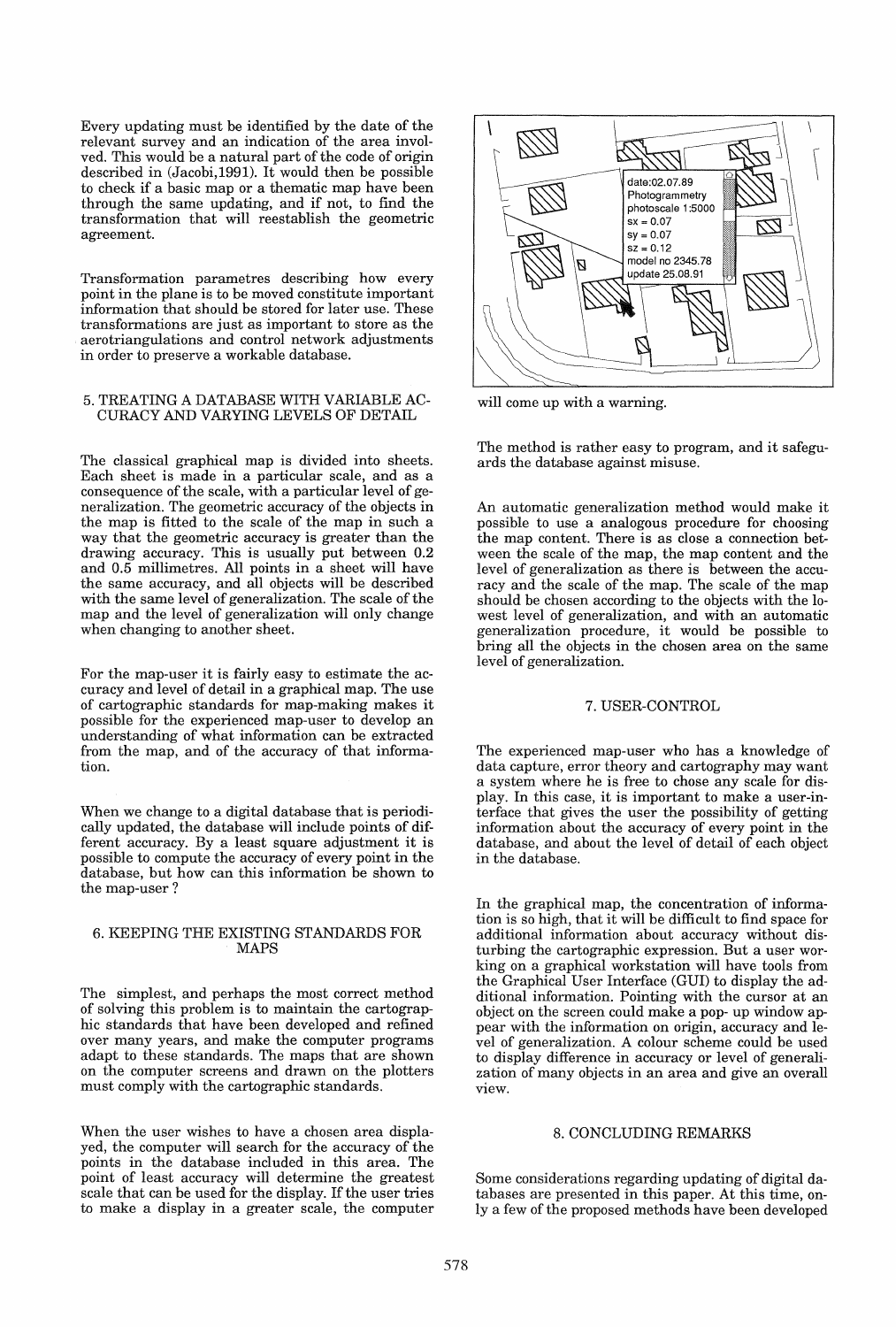Every updating must be identified by the date of the relevant survey and an indication of the area involved. This would be a natural part of the code of origin described in (Jacobi,1991). It would then be possible to check if a basic map or a thematic map have been through the same updating, and if not, to find the transformation that will reestablish the geometric agreement.

Transformation parametres describing how every point in the plane is to be moved constitute important information that should be stored for later use. These transformations are just as important to store as the aerotriangulations and control network adjustments in order to preserve a workable database.

## 5. TREATING A DATABASE WITH VARIABLE ACCURACY AND VARYING LEVELS OF DETAIL

The classical graphical map is divided into sheets. Each sheet is made in a particular scale, and as a consequence of the scale, with a particular level of generalization. The geometric accuracy of the objects in the map is fitted to the scale of the map in such a way that the geometric accuracy is greater than the drawing accuracy. This is usually put between 0.2 and 0.5 millimetres. All points in a sheet will have the same accuracy, and all objects will be described with the same level of generalization. The scale of the map and the level of generalization will only change when changing to another sheet.

For the map-user it is fairly easy to estimate the accuracy and level of detail in a graphical map. The use of cartographic standards for map-making makes it possible for the experienced map-user to develop an understanding of what information can be extracted from the map, and of the accuracy of that information.

When we change to a digital database that is periodically updated, the database will include points of different accuracy. By a least square adjustment it is possible to compute the accuracy of every point in the database, but how can this information be shown to the map-user ?

## 6. KEEPING THE EXISTING STANDARDS FOR MAPS

The simplest, and perhaps the most correct method of solving this problem is to maintain the cartographic standards that have been developed and refined over many years, and make the computer programs adapt to these standards. The maps that are shown on the computer screens and drawn on the plotters must comply with the cartographic standards.

When the user wishes to have a chosen area displayed, the computer will search for the accuracy of the points in the database included in this area. The point of least accuracy will determine the greatest scale that can be used for the display. If the user tries to make a display in a greater scale, the computer will come up with a warning.

The method is rather easy to program, and it safeguards the database against misuse.

An automatic generalization method would make it possible to use a analogous procedure for choosing the map content. There is as close a connection between the scale of the map, the map content and the level of generalization as there is between the accuracy and the scale of the map. The scale of the map should be chosen according to the objects with the lowest level of generalization, and with an automatic generalization procedure, it would be possible to bring all the objects in the chosen area on the same level of generalization.

## 7. USER-CONTROL

The experienced map-user who has a knowledge of data capture, error theory and cartography may want a system where he is free to chose any scale for display. In this case, it is important to make a user-interface that gives the user the possibility of getting information about the accuracy of every point in the database, and about the level of detail of each object in the database.

In the graphical map, the concentration of information is so high, that it will be difficult to find space for additional information about accuracy without disturbing the cartographic expression. But a user working on a graphical workstation will have tools from the Graphical User Interface (GUI) to display the additional information. Pointing with the cursor at an object on the screen could make a pop- up window appear with the information on origin, accuracy and level of generalization. A colour scheme could be used to display difference in accuracy or level of generalization of many objects in an area and give an overall view.

## 8. CONCLUDING REMARKS

Some considerations regarding updating of digital databases are presented in this paper. At this time, only a few of the proposed methods have been developed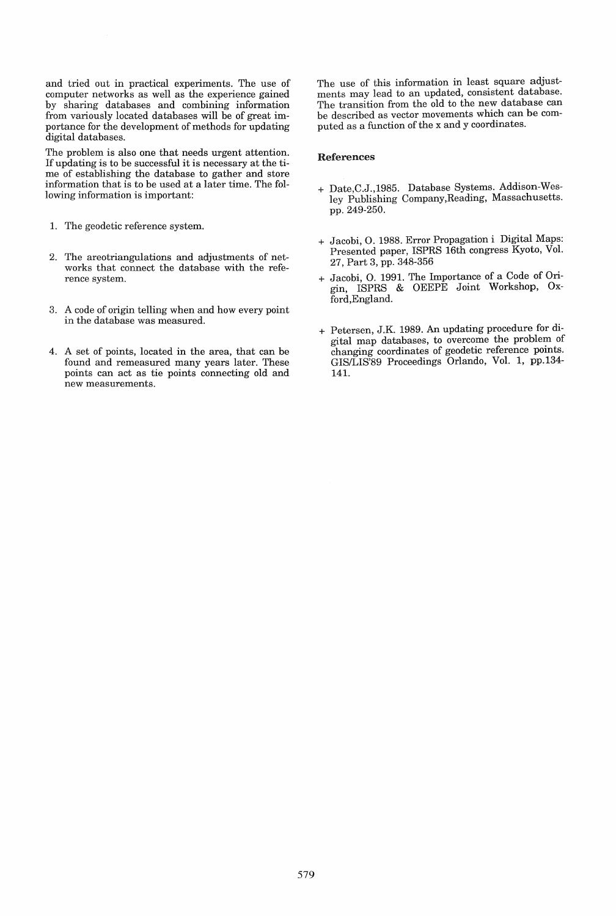and tried out in practical experiments. The use of computer networks as well as the experience gained by sharing databases and combining information from variously located databases will be of great importance for the development of methods for updating digital databases.

The problem is also one that needs urgent attention. If updating is to be successful it is necessary at the time of establishing the database to gather and store information that is to be used at a later time. The following information is important:

1. The geodetic reference system.

2. The areotriangulations and adjustments of networks that connect the database with the reference system.

3. A code of origin telling when and how every point in the database was measured.

4. A set of points, located in the area, that can be found and remeasured many years later. These points can act as tie points connecting old and new measurements.

The use of this information in least square adjustments may lead to an updated, consistent database. The transition from the old to the new database can be described as vector movements which can be computed as a function of the x and y coordinates.

## References

+ Date,C.J.,1985. Database Systems. Addison-Wesley Publishing Company,Reading, Massachusetts. pp. 249-250.

+ Jacobi, O. 1988. Error Propagation i Digital Maps: Presented paper, ISPRS 16th congress Kyoto, Vol. 27, Part 3, pp. 348-356

+ Jacobi, O. 1991. The Importance of a Code of Origin, ISPRS & OEEPE Joint Workshop, Oxford,England.

+ Petersen, J.K. 1989. An updating procedure for digital map databases, to overcome the problem of changing coordinates of geodetic reference points. GIS/LIS'89 Proceedings Orlando, Vol. 1, pp.134-141.